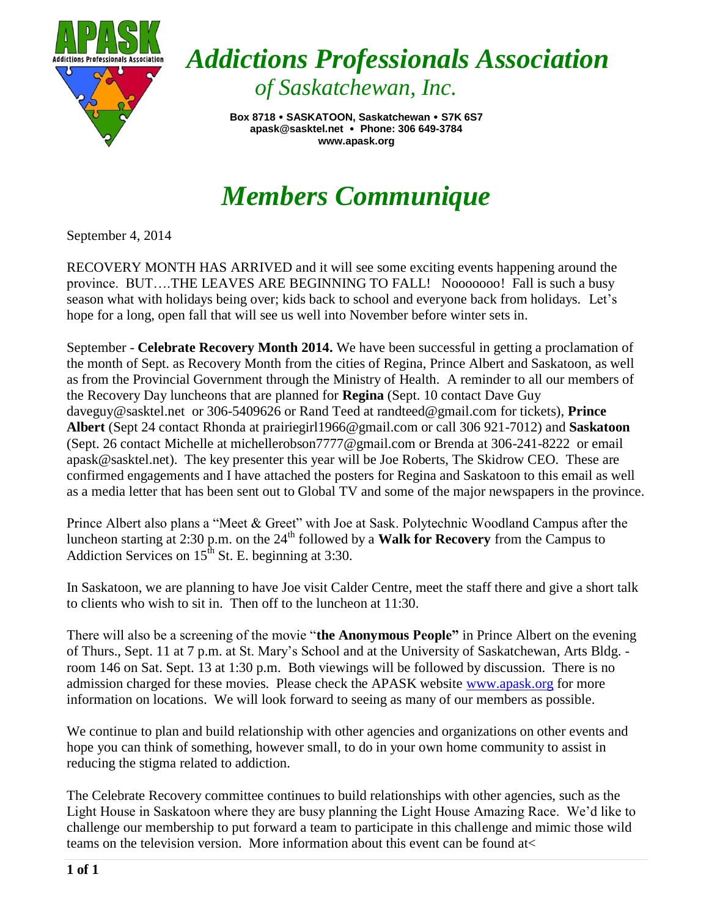# *Addictions Professionals Association*
## *of Saskatchewan, Inc.*

**Box 8718 • SASKATOON, Saskatchewan • S7K 6S7**
**apask@sasktel.net • Phone: 306 649-3784**
**www.apask.org**

# *Members Communique*

September 4, 2014

RECOVERY MONTH HAS ARRIVED and it will see some exciting events happening around the province. BUT….THE LEAVES ARE BEGINNING TO FALL! Nooooooo! Fall is such a busy season what with holidays being over; kids back to school and everyone back from holidays. Let's hope for a long, open fall that will see us well into November before winter sets in.

September - **Celebrate Recovery Month 2014.** We have been successful in getting a proclamation of the month of Sept. as Recovery Month from the cities of Regina, Prince Albert and Saskatoon, as well as from the Provincial Government through the Ministry of Health. A reminder to all our members of the Recovery Day luncheons that are planned for **Regina** (Sept. 10 contact Dave Guy daveguy@sasktel.net or 306-5409626 or Rand Teed at randteed@gmail.com for tickets), **Prince Albert** (Sept 24 contact Rhonda at prairiegirl1966@gmail.com or call 306 921-7012) and **Saskatoon** (Sept. 26 contact Michelle at michellerobson7777@gmail.com or Brenda at 306-241-8222 or email apask@sasktel.net). The key presenter this year will be Joe Roberts, The Skidrow CEO. These are confirmed engagements and I have attached the posters for Regina and Saskatoon to this email as well as a media letter that has been sent out to Global TV and some of the major newspapers in the province.

Prince Albert also plans a "Meet & Greet" with Joe at Sask. Polytechnic Woodland Campus after the luncheon starting at 2:30 p.m. on the 24th followed by a **Walk for Recovery** from the Campus to Addiction Services on 15th St. E. beginning at 3:30.

In Saskatoon, we are planning to have Joe visit Calder Centre, meet the staff there and give a short talk to clients who wish to sit in. Then off to the luncheon at 11:30.

There will also be a screening of the movie "**the Anonymous People"** in Prince Albert on the evening of Thurs., Sept. 11 at 7 p.m. at St. Mary's School and at the University of Saskatchewan, Arts Bldg. - room 146 on Sat. Sept. 13 at 1:30 p.m. Both viewings will be followed by discussion. There is no admission charged for these movies. Please check the APASK website www.apask.org for more information on locations. We will look forward to seeing as many of our members as possible.

We continue to plan and build relationship with other agencies and organizations on other events and hope you can think of something, however small, to do in your own home community to assist in reducing the stigma related to addiction.

The Celebrate Recovery committee continues to build relationships with other agencies, such as the Light House in Saskatoon where they are busy planning the Light House Amazing Race. We'd like to challenge our membership to put forward a team to participate in this challenge and mimic those wild teams on the television version. More information about this event can be found at<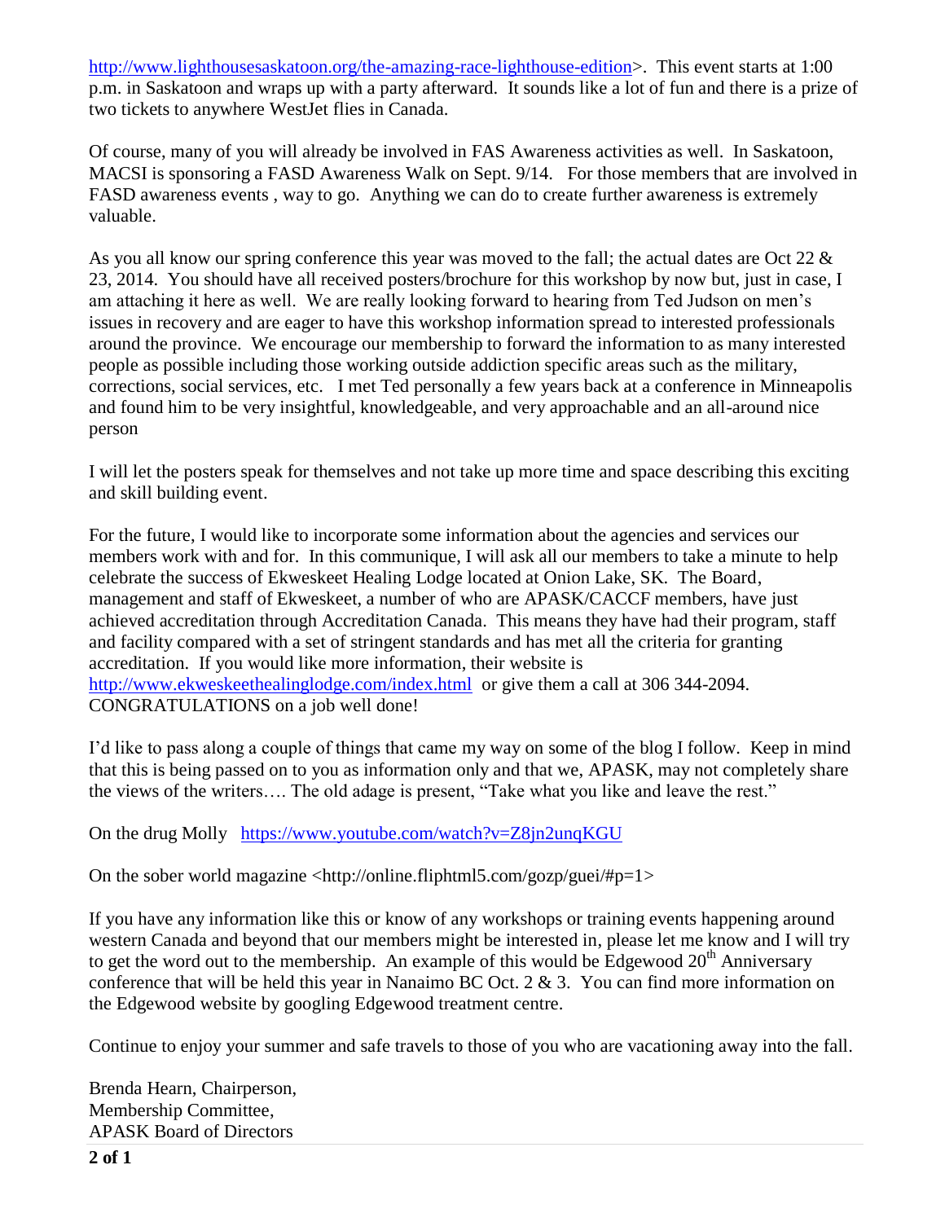http://www.lighthousesaskatoon.org/the-amazing-race-lighthouse-edition>. This event starts at 1:00 p.m. in Saskatoon and wraps up with a party afterward. It sounds like a lot of fun and there is a prize of two tickets to anywhere WestJet flies in Canada.

Of course, many of you will already be involved in FAS Awareness activities as well. In Saskatoon, MACSI is sponsoring a FASD Awareness Walk on Sept. 9/14. For those members that are involved in FASD awareness events , way to go. Anything we can do to create further awareness is extremely valuable.

As you all know our spring conference this year was moved to the fall; the actual dates are Oct 22 & 23, 2014. You should have all received posters/brochure for this workshop by now but, just in case, I am attaching it here as well. We are really looking forward to hearing from Ted Judson on men's issues in recovery and are eager to have this workshop information spread to interested professionals around the province. We encourage our membership to forward the information to as many interested people as possible including those working outside addiction specific areas such as the military, corrections, social services, etc. I met Ted personally a few years back at a conference in Minneapolis and found him to be very insightful, knowledgeable, and very approachable and an all-around nice person

I will let the posters speak for themselves and not take up more time and space describing this exciting and skill building event.

For the future, I would like to incorporate some information about the agencies and services our members work with and for. In this communique, I will ask all our members to take a minute to help celebrate the success of Ekweskeet Healing Lodge located at Onion Lake, SK. The Board, management and staff of Ekweskeet, a number of who are APASK/CACCF members, have just achieved accreditation through Accreditation Canada. This means they have had their program, staff and facility compared with a set of stringent standards and has met all the criteria for granting accreditation. If you would like more information, their website is http://www.ekweskeethealinglodge.com/index.html or give them a call at 306 344-2094. CONGRATULATIONS on a job well done!

I'd like to pass along a couple of things that came my way on some of the blog I follow. Keep in mind that this is being passed on to you as information only and that we, APASK, may not completely share the views of the writers…. The old adage is present, "Take what you like and leave the rest."

On the drug Molly https://www.youtube.com/watch?v=Z8jn2unqKGU

On the sober world magazine <http://online.fliphtml5.com/gozp/guei/#p=1>

If you have any information like this or know of any workshops or training events happening around western Canada and beyond that our members might be interested in, please let me know and I will try to get the word out to the membership. An example of this would be Edgewood 20th Anniversary conference that will be held this year in Nanaimo BC Oct. 2 & 3. You can find more information on the Edgewood website by googling Edgewood treatment centre.

Continue to enjoy your summer and safe travels to those of you who are vacationing away into the fall.

Brenda Hearn, Chairperson,  
Membership Committee,  
APASK Board of Directors